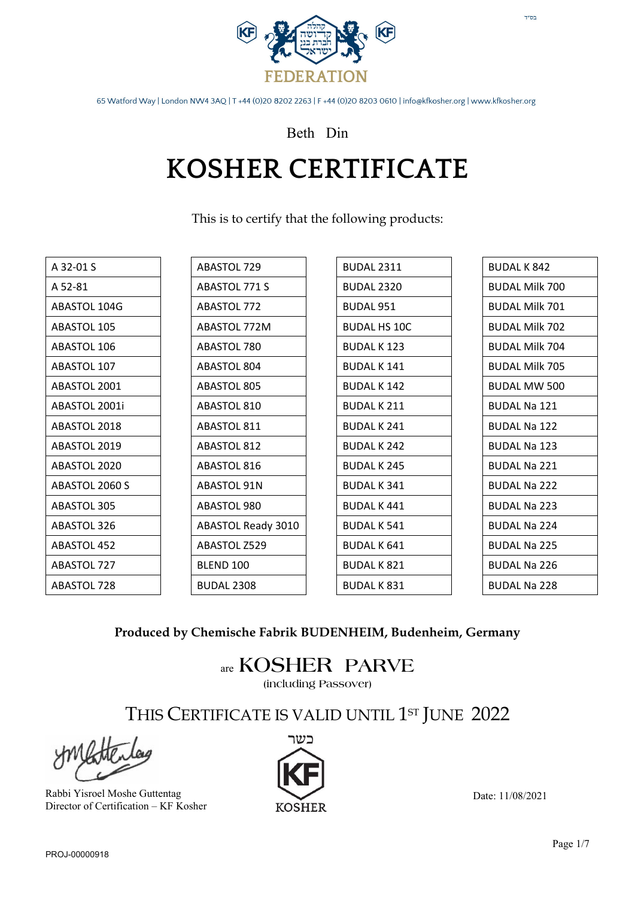בס"ד

קהלה קדושה חברת בני ישראל

FEDERATION

65 Watford Way | London NW4 3AQ | T +44 (0)20 8202 2263 | F +44 (0)20 8203 0610 | info@kfkosher.org | www.kfkosher.org

Beth Din

# KOSHER CERTIFICATE

This is to certify that the following products:

| | | | |
|---|---|---|---|
| A 32-01 S | ABASTOL 729 | BUDAL 2311 | BUDAL K 842 |
| A 52-81 | ABASTOL 771 S | BUDAL 2320 | BUDAL Milk 700 |
| ABASTOL 104G | ABASTOL 772 | BUDAL 951 | BUDAL Milk 701 |
| ABASTOL 105 | ABASTOL 772M | BUDAL HS 10C | BUDAL Milk 702 |
| ABASTOL 106 | ABASTOL 780 | BUDAL K 123 | BUDAL Milk 704 |
| ABASTOL 107 | ABASTOL 804 | BUDAL K 141 | BUDAL Milk 705 |
| ABASTOL 2001 | ABASTOL 805 | BUDAL K 142 | BUDAL MW 500 |
| ABASTOL 2001i | ABASTOL 810 | BUDAL K 211 | BUDAL Na 121 |
| ABASTOL 2018 | ABASTOL 811 | BUDAL K 241 | BUDAL Na 122 |
| ABASTOL 2019 | ABASTOL 812 | BUDAL K 242 | BUDAL Na 123 |
| ABASTOL 2020 | ABASTOL 816 | BUDAL K 245 | BUDAL Na 221 |
| ABASTOL 2060 S | ABASTOL 91N | BUDAL K 341 | BUDAL Na 222 |
| ABASTOL 305 | ABASTOL 980 | BUDAL K 441 | BUDAL Na 223 |
| ABASTOL 326 | ABASTOL Ready 3010 | BUDAL K 541 | BUDAL Na 224 |
| ABASTOL 452 | ABASTOL Z529 | BUDAL K 641 | BUDAL Na 225 |
| ABASTOL 727 | BLEND 100 | BUDAL K 821 | BUDAL Na 226 |
| ABASTOL 728 | BUDAL 2308 | BUDAL K 831 | BUDAL Na 228 |

**Produced by Chemische Fabrik BUDENHEIM, Budenheim, Germany**

are KOSHER PARVE
(including Passover)

THIS CERTIFICATE IS VALID UNTIL 1ST JUNE 2022

Rabbi Yisroel Moshe Guttentag
Director of Certification – KF Kosher

כשר
KF
KOSHER

Date: 11/08/2021

PROJ-00000918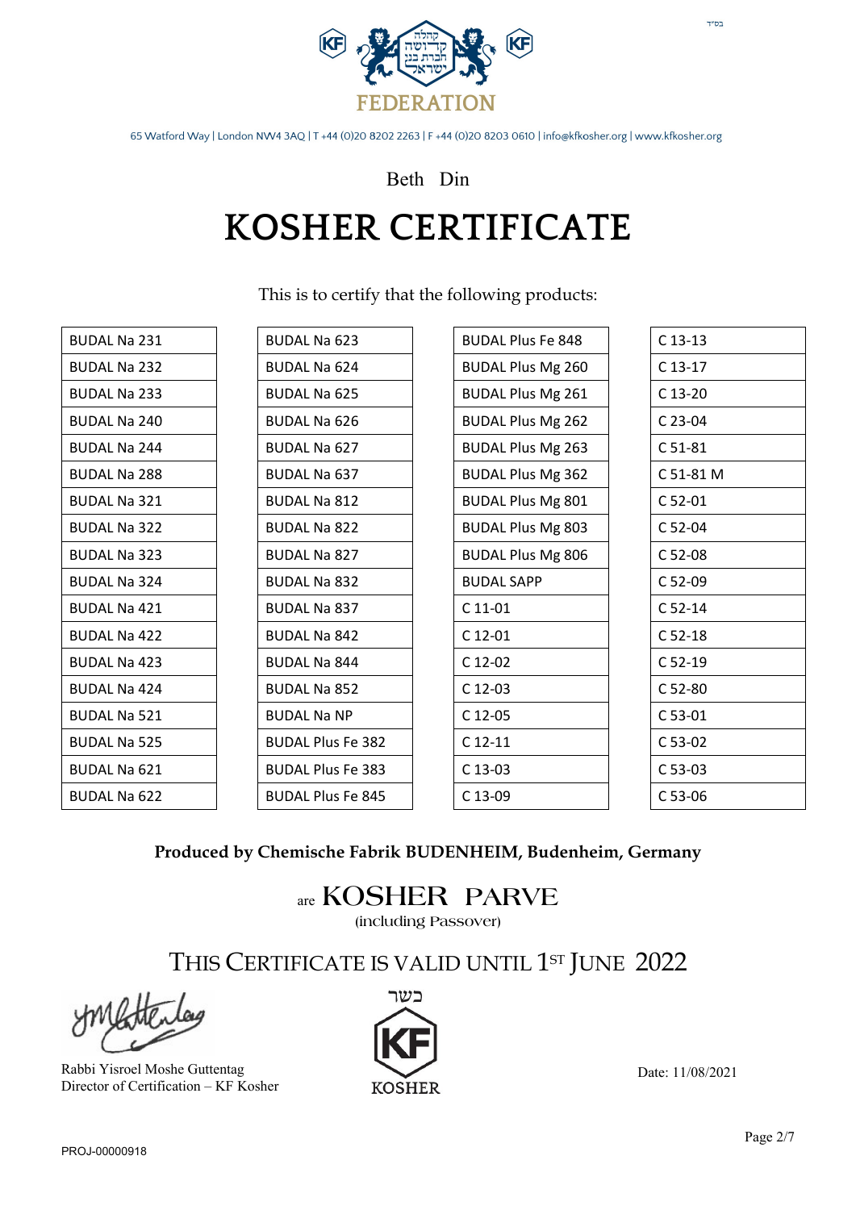בס"ד

קהלה קדושה חברת בני ישראל

FEDERATION

65 Watford Way | London NW4 3AQ | T +44 (0)20 8202 2263 | F +44 (0)20 8203 0610 | info@kfkosher.org | www.kfkosher.org

Beth Din

# KOSHER CERTIFICATE

This is to certify that the following products:

| | | | |
|---|---|---|---|
| BUDAL Na 231 | BUDAL Na 623 | BUDAL Plus Fe 848 | C 13-13 |
| BUDAL Na 232 | BUDAL Na 624 | BUDAL Plus Mg 260 | C 13-17 |
| BUDAL Na 233 | BUDAL Na 625 | BUDAL Plus Mg 261 | C 13-20 |
| BUDAL Na 240 | BUDAL Na 626 | BUDAL Plus Mg 262 | C 23-04 |
| BUDAL Na 244 | BUDAL Na 627 | BUDAL Plus Mg 263 | C 51-81 |
| BUDAL Na 288 | BUDAL Na 637 | BUDAL Plus Mg 362 | C 51-81 M |
| BUDAL Na 321 | BUDAL Na 812 | BUDAL Plus Mg 801 | C 52-01 |
| BUDAL Na 322 | BUDAL Na 822 | BUDAL Plus Mg 803 | C 52-04 |
| BUDAL Na 323 | BUDAL Na 827 | BUDAL Plus Mg 806 | C 52-08 |
| BUDAL Na 324 | BUDAL Na 832 | BUDAL SAPP | C 52-09 |
| BUDAL Na 421 | BUDAL Na 837 | C 11-01 | C 52-14 |
| BUDAL Na 422 | BUDAL Na 842 | C 12-01 | C 52-18 |
| BUDAL Na 423 | BUDAL Na 844 | C 12-02 | C 52-19 |
| BUDAL Na 424 | BUDAL Na 852 | C 12-03 | C 52-80 |
| BUDAL Na 521 | BUDAL Na NP | C 12-05 | C 53-01 |
| BUDAL Na 525 | BUDAL Plus Fe 382 | C 12-11 | C 53-02 |
| BUDAL Na 621 | BUDAL Plus Fe 383 | C 13-03 | C 53-03 |
| BUDAL Na 622 | BUDAL Plus Fe 845 | C 13-09 | C 53-06 |

**Produced by Chemische Fabrik BUDENHEIM, Budenheim, Germany**

are KOSHER PARVE

(including Passover)

THIS CERTIFICATE IS VALID UNTIL 1ST JUNE 2022

Rabbi Yisroel Moshe Guttentag
Director of Certification – KF Kosher

כשר
KF
KOSHER

Date: 11/08/2021

PROJ-00000918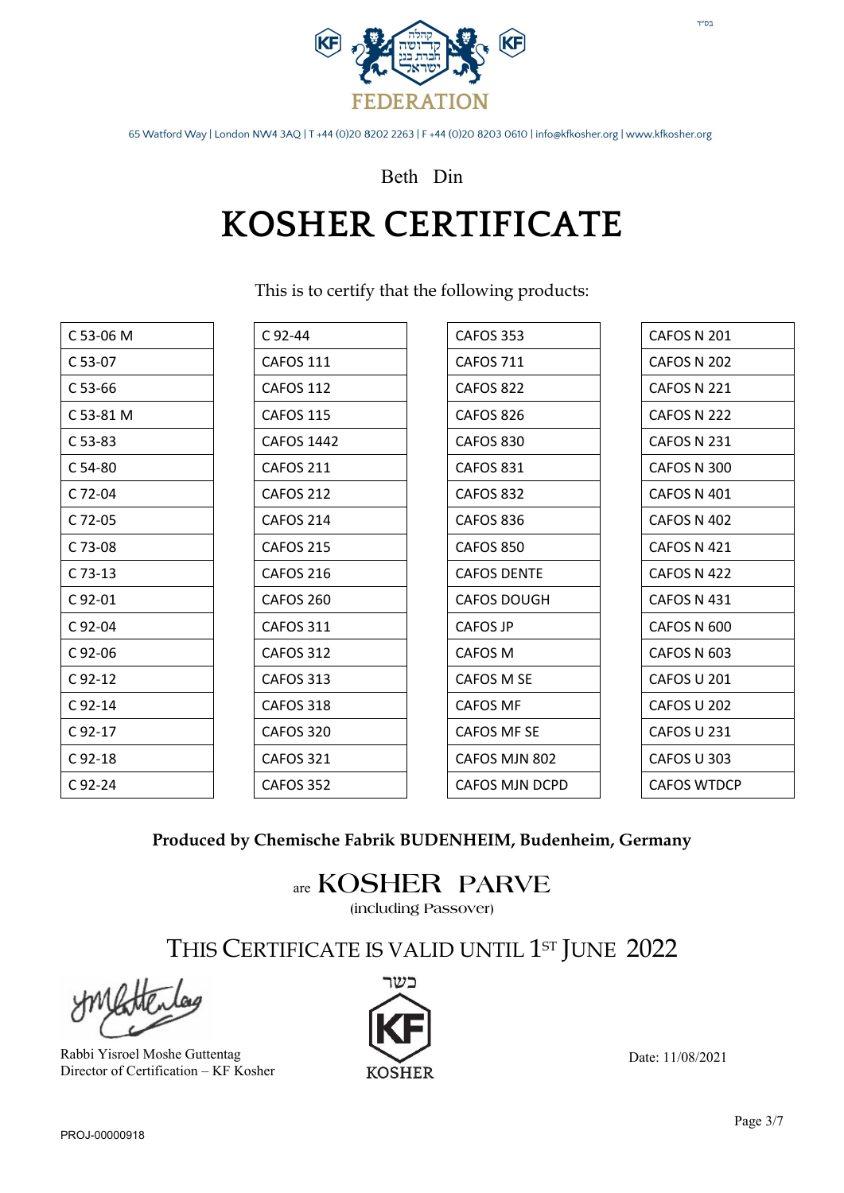בס"ד

קהלה קדושה חברת בני ישראל

FEDERATION

65 Watford Way | London NW4 3AQ | T +44 (0)20 8202 2263 | F +44 (0)20 8203 0610 | info@kfkosher.org | www.kfkosher.org

Beth Din

# KOSHER CERTIFICATE

This is to certify that the following products:

| | | | |
|---|---|---|---|
| C 53-06 M | C 92-44 | CAFOS 353 | CAFOS N 201 |
| C 53-07 | CAFOS 111 | CAFOS 711 | CAFOS N 202 |
| C 53-66 | CAFOS 112 | CAFOS 822 | CAFOS N 221 |
| C 53-81 M | CAFOS 115 | CAFOS 826 | CAFOS N 222 |
| C 53-83 | CAFOS 1442 | CAFOS 830 | CAFOS N 231 |
| C 54-80 | CAFOS 211 | CAFOS 831 | CAFOS N 300 |
| C 72-04 | CAFOS 212 | CAFOS 832 | CAFOS N 401 |
| C 72-05 | CAFOS 214 | CAFOS 836 | CAFOS N 402 |
| C 73-08 | CAFOS 215 | CAFOS 850 | CAFOS N 421 |
| C 73-13 | CAFOS 216 | CAFOS DENTE | CAFOS N 422 |
| C 92-01 | CAFOS 260 | CAFOS DOUGH | CAFOS N 431 |
| C 92-04 | CAFOS 311 | CAFOS JP | CAFOS N 600 |
| C 92-06 | CAFOS 312 | CAFOS M | CAFOS N 603 |
| C 92-12 | CAFOS 313 | CAFOS M SE | CAFOS U 201 |
| C 92-14 | CAFOS 318 | CAFOS MF | CAFOS U 202 |
| C 92-17 | CAFOS 320 | CAFOS MF SE | CAFOS U 231 |
| C 92-18 | CAFOS 321 | CAFOS MJN 802 | CAFOS U 303 |
| C 92-24 | CAFOS 352 | CAFOS MJN DCPD | CAFOS WTDCP |

**Produced by Chemische Fabrik BUDENHEIM, Budenheim, Germany**

are KOSHER PARVE
(including Passover)

THIS CERTIFICATE IS VALID UNTIL 1ST JUNE 2022

Rabbi Yisroel Moshe Guttentag
Director of Certification – KF Kosher

כשר
KF
KOSHER

Date: 11/08/2021

PROJ-00000918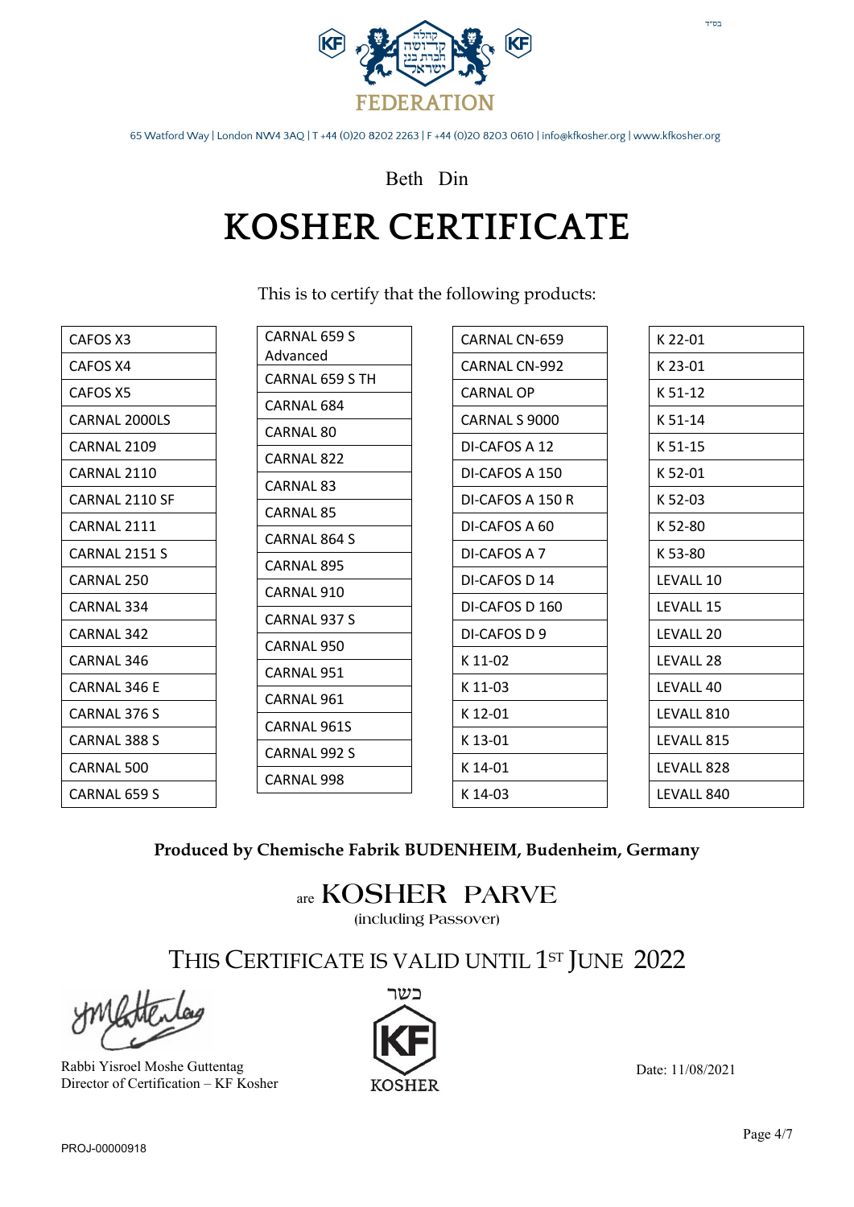בס"ד

קהלה קדושה חברת בנין ישראל

KF FEDERATION

65 Watford Way | London NW4 3AQ | T +44 (0)20 8202 2263 | F +44 (0)20 8203 0610 | info@kfkosher.org | www.kfkosher.org

Beth Din

# KOSHER CERTIFICATE

This is to certify that the following products:

| | | | |
|---|---|---|---|
| CAFOS X3 | CARNAL 659 S Advanced | CARNAL CN-659 | K 22-01 |
| CAFOS X4 | CARNAL 659 S TH | CARNAL CN-992 | K 23-01 |
| CAFOS X5 | CARNAL 684 | CARNAL OP | K 51-12 |
| CARNAL 2000LS | CARNAL 80 | CARNAL S 9000 | K 51-14 |
| CARNAL 2109 | CARNAL 822 | DI-CAFOS A 12 | K 51-15 |
| CARNAL 2110 | CARNAL 83 | DI-CAFOS A 150 | K 52-01 |
| CARNAL 2110 SF | CARNAL 85 | DI-CAFOS A 150 R | K 52-03 |
| CARNAL 2111 | CARNAL 864 S | DI-CAFOS A 60 | K 52-80 |
| CARNAL 2151 S | CARNAL 895 | DI-CAFOS A 7 | K 53-80 |
| CARNAL 250 | CARNAL 910 | DI-CAFOS D 14 | LEVALL 10 |
| CARNAL 334 | CARNAL 937 S | DI-CAFOS D 160 | LEVALL 15 |
| CARNAL 342 | CARNAL 950 | DI-CAFOS D 9 | LEVALL 20 |
| CARNAL 346 | CARNAL 951 | K 11-02 | LEVALL 28 |
| CARNAL 346 E | CARNAL 961 | K 11-03 | LEVALL 40 |
| CARNAL 376 S | CARNAL 961S | K 12-01 | LEVALL 810 |
| CARNAL 388 S | CARNAL 992 S | K 13-01 | LEVALL 815 |
| CARNAL 500 | CARNAL 998 | K 14-01 | LEVALL 828 |
| CARNAL 659 S | | K 14-03 | LEVALL 840 |

**Produced by Chemische Fabrik BUDENHEIM, Budenheim, Germany**

are KOSHER PARVE

(including Passover)

THIS CERTIFICATE IS VALID UNTIL 1ST JUNE 2022

Rabbi Yisroel Moshe Guttentag
Director of Certification – KF Kosher

כשר
KF
KOSHER

Date: 11/08/2021

PROJ-00000918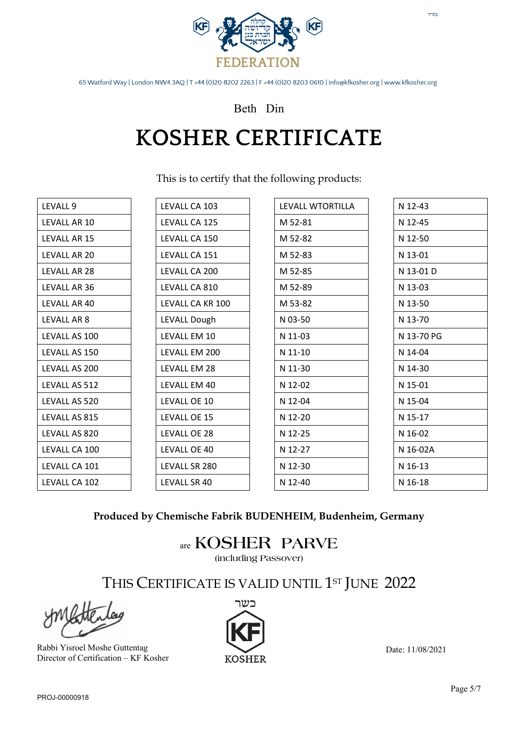בס"ד

קהלה קדושה חברת בני ישראל

FEDERATION

65 Watford Way | London NW4 3AQ | T +44 (0)20 8202 2263 | F +44 (0)20 8203 0610 | info@kfkosher.org | www.kfkosher.org

Beth Din

# KOSHER CERTIFICATE

This is to certify that the following products:

| | | | |
|---|---|---|---|
| LEVALL 9 | LEVALL CA 103 | LEVALL WTORTILLA | N 12-43 |
| LEVALL AR 10 | LEVALL CA 125 | M 52-81 | N 12-45 |
| LEVALL AR 15 | LEVALL CA 150 | M 52-82 | N 12-50 |
| LEVALL AR 20 | LEVALL CA 151 | M 52-83 | N 13-01 |
| LEVALL AR 28 | LEVALL CA 200 | M 52-85 | N 13-01 D |
| LEVALL AR 36 | LEVALL CA 810 | M 52-89 | N 13-03 |
| LEVALL AR 40 | LEVALL CA KR 100 | M 53-82 | N 13-50 |
| LEVALL AR 8 | LEVALL Dough | N 03-50 | N 13-70 |
| LEVALL AS 100 | LEVALL EM 10 | N 11-03 | N 13-70 PG |
| LEVALL AS 150 | LEVALL EM 200 | N 11-10 | N 14-04 |
| LEVALL AS 200 | LEVALL EM 28 | N 11-30 | N 14-30 |
| LEVALL AS 512 | LEVALL EM 40 | N 12-02 | N 15-01 |
| LEVALL AS 520 | LEVALL OE 10 | N 12-04 | N 15-04 |
| LEVALL AS 815 | LEVALL OE 15 | N 12-20 | N 15-17 |
| LEVALL AS 820 | LEVALL OE 28 | N 12-25 | N 16-02 |
| LEVALL CA 100 | LEVALL OE 40 | N 12-27 | N 16-02A |
| LEVALL CA 101 | LEVALL SR 280 | N 12-30 | N 16-13 |
| LEVALL CA 102 | LEVALL SR 40 | N 12-40 | N 16-18 |

**Produced by Chemische Fabrik BUDENHEIM, Budenheim, Germany**

are KOSHER PARVE

(including Passover)

THIS CERTIFICATE IS VALID UNTIL 1ST JUNE 2022

Rabbi Yisroel Moshe Guttentag
Director of Certification – KF Kosher

כשר
KF
KOSHER

Date: 11/08/2021

PROJ-00000918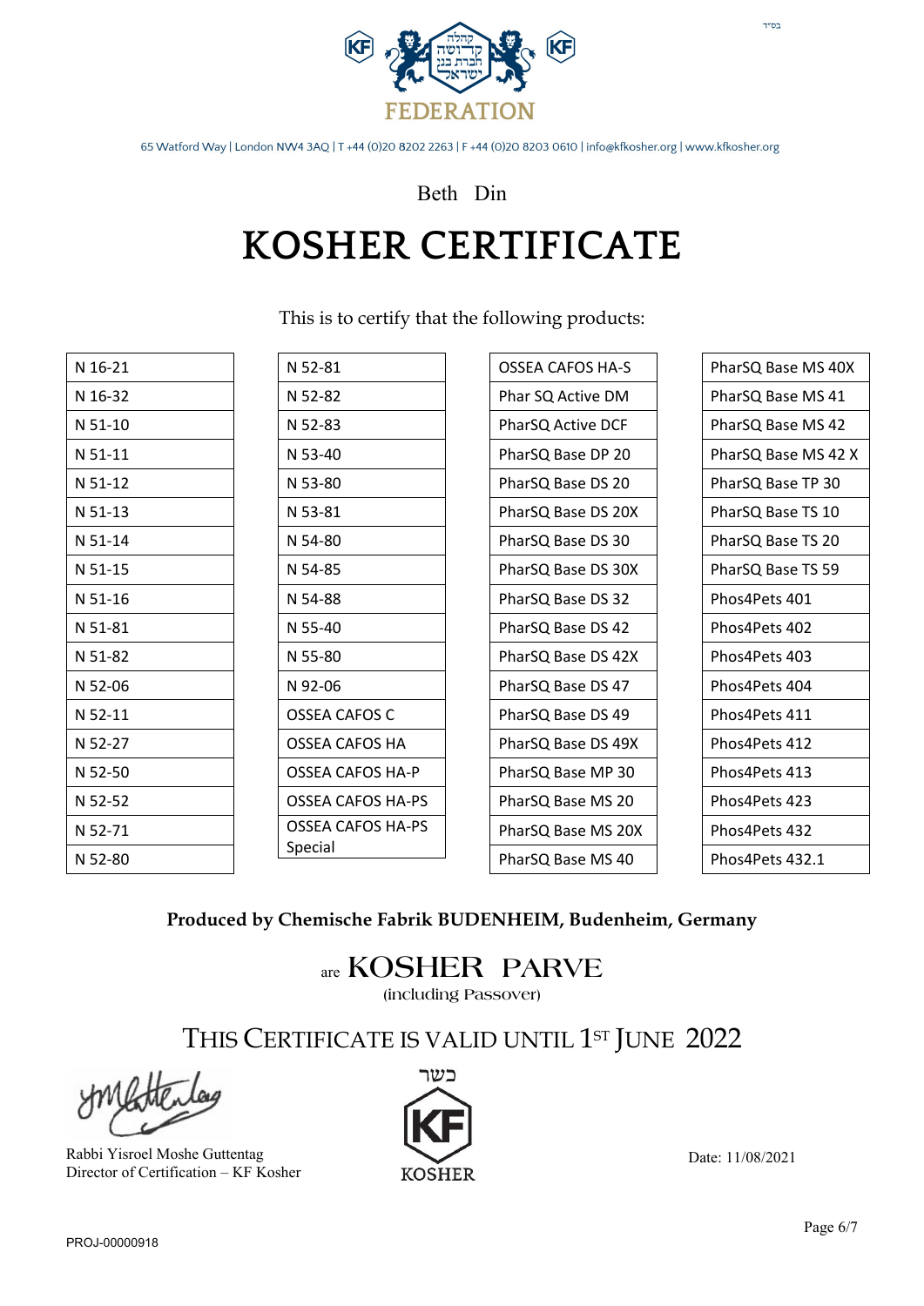בס"ד

קהלה קדושה חברת בני ישראל

FEDERATION

65 Watford Way | London NW4 3AQ | T +44 (0)20 8202 2263 | F +44 (0)20 8203 0610 | info@kfkosher.org | www.kfkosher.org

Beth Din

# KOSHER CERTIFICATE

This is to certify that the following products:

| | | | |
|---|---|---|---|
| N 16-21 | N 52-81 | OSSEA CAFOS HA-S | PharSQ Base MS 40X |
| N 16-32 | N 52-82 | Phar SQ Active DM | PharSQ Base MS 41 |
| N 51-10 | N 52-83 | PharSQ Active DCF | PharSQ Base MS 42 |
| N 51-11 | N 53-40 | PharSQ Base DP 20 | PharSQ Base MS 42 X |
| N 51-12 | N 53-80 | PharSQ Base DS 20 | PharSQ Base TP 30 |
| N 51-13 | N 53-81 | PharSQ Base DS 20X | PharSQ Base TS 10 |
| N 51-14 | N 54-80 | PharSQ Base DS 30 | PharSQ Base TS 20 |
| N 51-15 | N 54-85 | PharSQ Base DS 30X | PharSQ Base TS 59 |
| N 51-16 | N 54-88 | PharSQ Base DS 32 | Phos4Pets 401 |
| N 51-81 | N 55-40 | PharSQ Base DS 42 | Phos4Pets 402 |
| N 51-82 | N 55-80 | PharSQ Base DS 42X | Phos4Pets 403 |
| N 52-06 | N 92-06 | PharSQ Base DS 47 | Phos4Pets 404 |
| N 52-11 | OSSEA CAFOS C | PharSQ Base DS 49 | Phos4Pets 411 |
| N 52-27 | OSSEA CAFOS HA | PharSQ Base DS 49X | Phos4Pets 412 |
| N 52-50 | OSSEA CAFOS HA-P | PharSQ Base MP 30 | Phos4Pets 413 |
| N 52-52 | OSSEA CAFOS HA-PS | PharSQ Base MS 20 | Phos4Pets 423 |
| N 52-71 | OSSEA CAFOS HA-PS Special | PharSQ Base MS 20X | Phos4Pets 432 |
| N 52-80 | | PharSQ Base MS 40 | Phos4Pets 432.1 |

**Produced by Chemische Fabrik BUDENHEIM, Budenheim, Germany**

are KOSHER PARVE

(including Passover)

THIS CERTIFICATE IS VALID UNTIL 1ST JUNE 2022

Rabbi Yisroel Moshe Guttentag
Director of Certification – KF Kosher

כשר
KF
KOSHER

Date: 11/08/2021

PROJ-00000918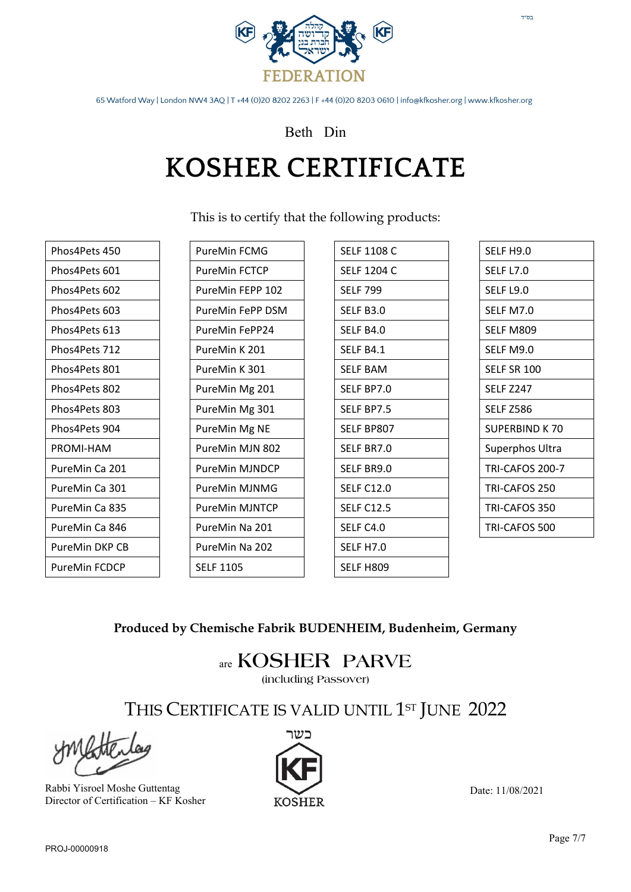בס"ד

FEDERATION

65 Watford Way | London NW4 3AQ | T +44 (0)20 8202 2263 | F +44 (0)20 8203 0610 | info@kfkosher.org | www.kfkosher.org

Beth Din

# KOSHER CERTIFICATE

This is to certify that the following products:

| | | | |
|---|---|---|---|
| Phos4Pets 450 | PureMin FCMG | SELF 1108 C | SELF H9.0 |
| Phos4Pets 601 | PureMin FCTCP | SELF 1204 C | SELF L7.0 |
| Phos4Pets 602 | PureMin FEPP 102 | SELF 799 | SELF L9.0 |
| Phos4Pets 603 | PureMin FePP DSM | SELF B3.0 | SELF M7.0 |
| Phos4Pets 613 | PureMin FePP24 | SELF B4.0 | SELF M809 |
| Phos4Pets 712 | PureMin K 201 | SELF B4.1 | SELF M9.0 |
| Phos4Pets 801 | PureMin K 301 | SELF BAM | SELF SR 100 |
| Phos4Pets 802 | PureMin Mg 201 | SELF BP7.0 | SELF Z247 |
| Phos4Pets 803 | PureMin Mg 301 | SELF BP7.5 | SELF Z586 |
| Phos4Pets 904 | PureMin Mg NE | SELF BP807 | SUPERBIND K 70 |
| PROMI-HAM | PureMin MJN 802 | SELF BR7.0 | Superphos Ultra |
| PureMin Ca 201 | PureMin MJNDCP | SELF BR9.0 | TRI-CAFOS 200-7 |
| PureMin Ca 301 | PureMin MJNMG | SELF C12.0 | TRI-CAFOS 250 |
| PureMin Ca 835 | PureMin MJNTCP | SELF C12.5 | TRI-CAFOS 350 |
| PureMin Ca 846 | PureMin Na 201 | SELF C4.0 | TRI-CAFOS 500 |
| PureMin DKP CB | PureMin Na 202 | SELF H7.0 | |
| PureMin FCDCP | SELF 1105 | SELF H809 | |

**Produced by Chemische Fabrik BUDENHEIM, Budenheim, Germany**

are KOSHER PARVE

(including Passover)

THIS CERTIFICATE IS VALID UNTIL 1ST JUNE 2022

Rabbi Yisroel Moshe Guttentag
Director of Certification – KF Kosher

כשר
KF
KOSHER

Date: 11/08/2021

PROJ-00000918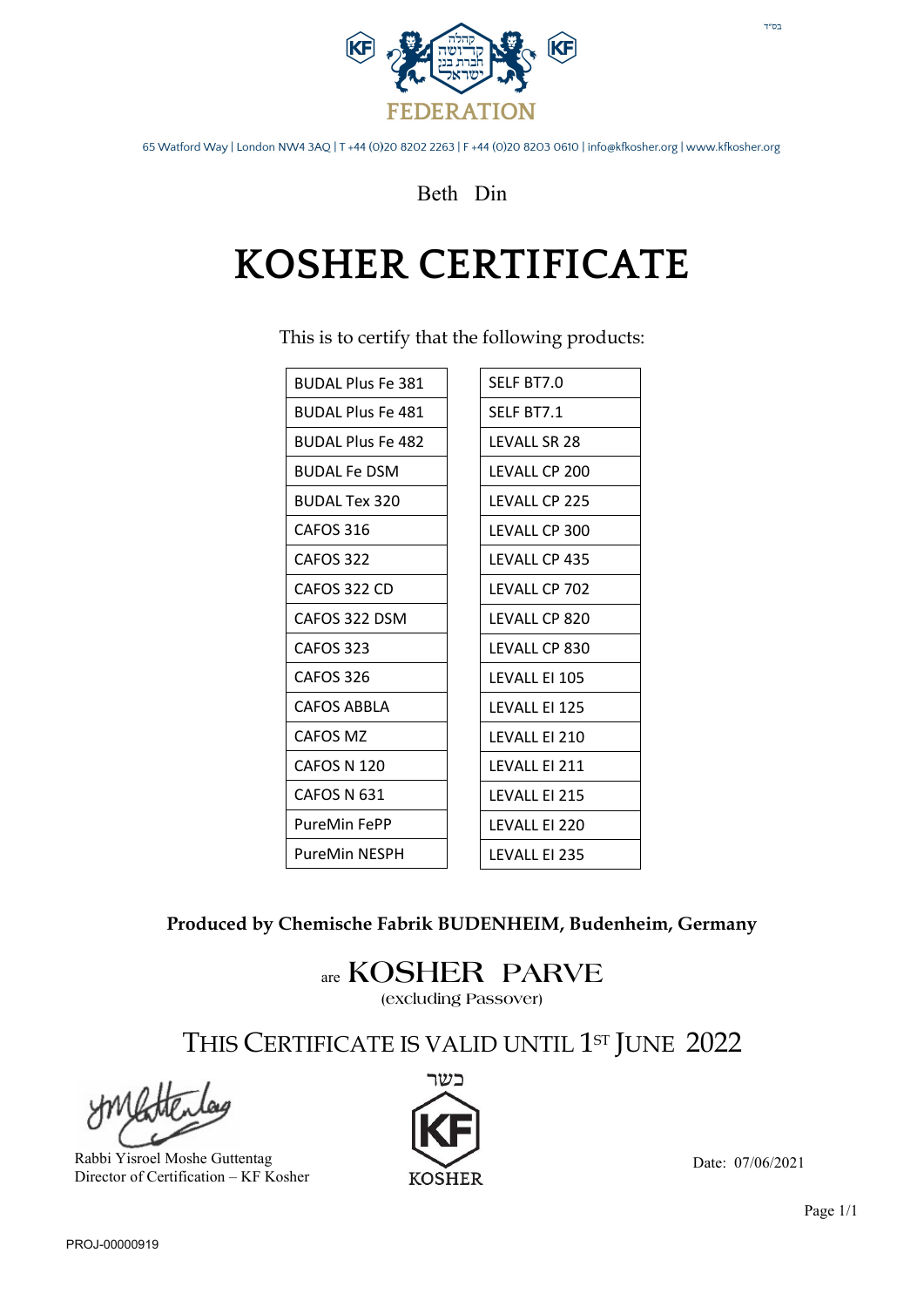בס"ד

FEDERATION

65 Watford Way | London NW4 3AQ | T +44 (0)20 8202 2263 | F +44 (0)20 8203 0610 | info@kfkosher.org | www.kfkosher.org

Beth Din

# KOSHER CERTIFICATE

This is to certify that the following products:

| | |
|---|---|
| BUDAL Plus Fe 381 | SELF BT7.0 |
| BUDAL Plus Fe 481 | SELF BT7.1 |
| BUDAL Plus Fe 482 | LEVALL SR 28 |
| BUDAL Fe DSM | LEVALL CP 200 |
| BUDAL Tex 320 | LEVALL CP 225 |
| CAFOS 316 | LEVALL CP 300 |
| CAFOS 322 | LEVALL CP 435 |
| CAFOS 322 CD | LEVALL CP 702 |
| CAFOS 322 DSM | LEVALL CP 820 |
| CAFOS 323 | LEVALL CP 830 |
| CAFOS 326 | LEVALL EI 105 |
| CAFOS ABBLA | LEVALL EI 125 |
| CAFOS MZ | LEVALL EI 210 |
| CAFOS N 120 | LEVALL EI 211 |
| CAFOS N 631 | LEVALL EI 215 |
| PureMin FePP | LEVALL EI 220 |
| PureMin NESPH | LEVALL EI 235 |

**Produced by Chemische Fabrik BUDENHEIM, Budenheim, Germany**

are KOSHER PARVE

(excluding Passover)

THIS CERTIFICATE IS VALID UNTIL 1ST JUNE 2022

Rabbi Yisroel Moshe Guttentag
Director of Certification – KF Kosher

כשר
KF
KOSHER

Date: 07/06/2021

PROJ-00000919